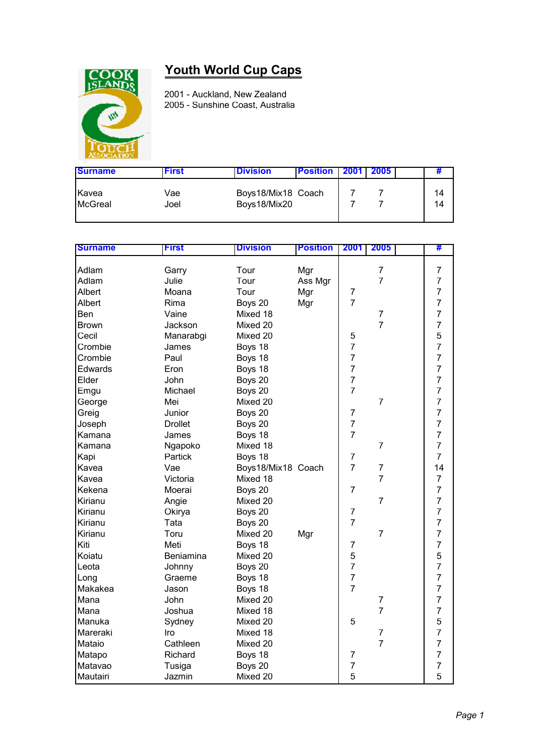# Youth World Cup Caps

2001 - Auckland, New Zealand
2005 - Sunshine Coast, Australia

| Surname | First | Division | Position | 2001 | 2005 | | # |
|---|---|---|---|---|---|---|---|
| Kavea | Vae | Boys18/Mix18 | Coach | 7 | 7 | | 14 |
| McGreal | Joel | Boys18/Mix20 | | 7 | 7 | | 14 |

| Surname | First | Division | Position | 2001 | 2005 | | # |
|---|---|---|---|---|---|---|---|
| Adlam | Garry | Tour | Mgr | | 7 | | 7 |
| Adlam | Julie | Tour | Ass Mgr | | 7 | | 7 |
| Albert | Moana | Tour | Mgr | 7 | | | 7 |
| Albert | Rima | Boys 20 | Mgr | 7 | | | 7 |
| Ben | Vaine | Mixed 18 | | | 7 | | 7 |
| Brown | Jackson | Mixed 20 | | | 7 | | 7 |
| Cecil | Manarabgi | Mixed 20 | | 5 | | | 5 |
| Crombie | James | Boys 18 | | 7 | | | 7 |
| Crombie | Paul | Boys 18 | | 7 | | | 7 |
| Edwards | Eron | Boys 18 | | 7 | | | 7 |
| Elder | John | Boys 20 | | 7 | | | 7 |
| Emgu | Michael | Boys 20 | | 7 | | | 7 |
| George | Mei | Mixed 20 | | | 7 | | 7 |
| Greig | Junior | Boys 20 | | 7 | | | 7 |
| Joseph | Drollet | Boys 20 | | 7 | | | 7 |
| Kamana | James | Boys 18 | | 7 | | | 7 |
| Kamana | Ngapoko | Mixed 18 | | | 7 | | 7 |
| Kapi | Partick | Boys 18 | | 7 | | | 7 |
| Kavea | Vae | Boys18/Mix18 | Coach | 7 | 7 | | 14 |
| Kavea | Victoria | Mixed 18 | | | 7 | | 7 |
| Kekena | Moerai | Boys 20 | | 7 | | | 7 |
| Kirianu | Angie | Mixed 20 | | | 7 | | 7 |
| Kirianu | Okirya | Boys 20 | | 7 | | | 7 |
| Kirianu | Tata | Boys 20 | | 7 | | | 7 |
| Kirianu | Toru | Mixed 20 | Mgr | | 7 | | 7 |
| Kiti | Meti | Boys 18 | | 7 | | | 7 |
| Koiatu | Beniamina | Mixed 20 | | 5 | | | 5 |
| Leota | Johnny | Boys 20 | | 7 | | | 7 |
| Long | Graeme | Boys 18 | | 7 | | | 7 |
| Makakea | Jason | Boys 18 | | 7 | | | 7 |
| Mana | John | Mixed 20 | | | 7 | | 7 |
| Mana | Joshua | Mixed 18 | | | 7 | | 7 |
| Manuka | Sydney | Mixed 20 | | 5 | | | 5 |
| Mareraki | Iro | Mixed 18 | | | 7 | | 7 |
| Mataio | Cathleen | Mixed 20 | | | 7 | | 7 |
| Matapo | Richard | Boys 18 | | 7 | | | 7 |
| Matavao | Tusiga | Boys 20 | | 7 | | | 7 |
| Mautairi | Jazmin | Mixed 20 | | 5 | | | 5 |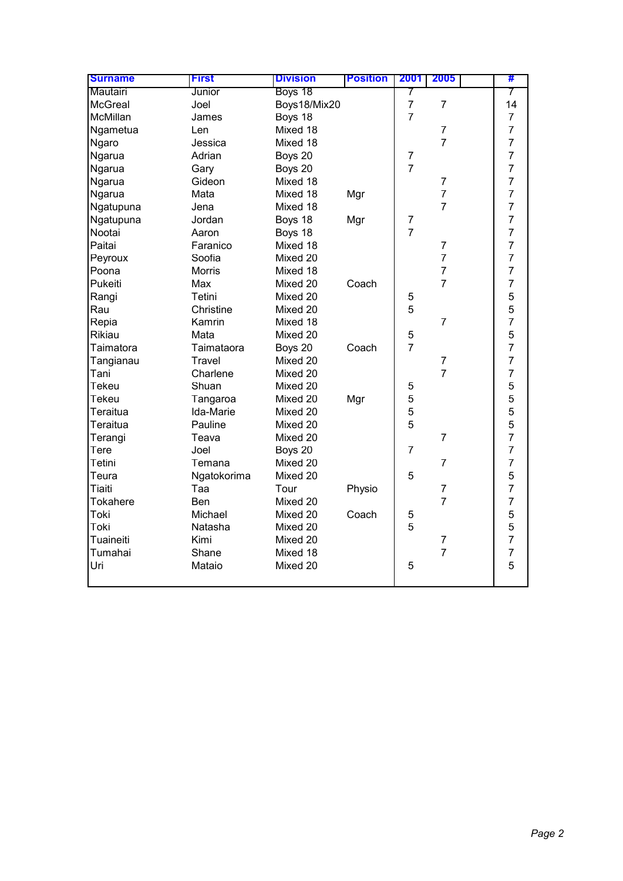| Surname | First | Division | Position | 2001 | 2005 | | # |
|---|---|---|---|---|---|---|---|
| Mautairi | Junior | Boys 18 | | 7 | | | 7 |
| McGreal | Joel | Boys18/Mix20 | | 7 | 7 | | 14 |
| McMillan | James | Boys 18 | | 7 | | | 7 |
| Ngametua | Len | Mixed 18 | | | 7 | | 7 |
| Ngaro | Jessica | Mixed 18 | | | 7 | | 7 |
| Ngarua | Adrian | Boys 20 | | 7 | | | 7 |
| Ngarua | Gary | Boys 20 | | 7 | | | 7 |
| Ngarua | Gideon | Mixed 18 | | | 7 | | 7 |
| Ngarua | Mata | Mixed 18 | Mgr | | 7 | | 7 |
| Ngatupuna | Jena | Mixed 18 | | | 7 | | 7 |
| Ngatupuna | Jordan | Boys 18 | Mgr | 7 | | | 7 |
| Nootai | Aaron | Boys 18 | | 7 | | | 7 |
| Paitai | Faranico | Mixed 18 | | | 7 | | 7 |
| Peyroux | Soofia | Mixed 20 | | | 7 | | 7 |
| Poona | Morris | Mixed 18 | | | 7 | | 7 |
| Pukeiti | Max | Mixed 20 | Coach | | 7 | | 7 |
| Rangi | Tetini | Mixed 20 | | 5 | | | 5 |
| Rau | Christine | Mixed 20 | | 5 | | | 5 |
| Repia | Kamrin | Mixed 18 | | | 7 | | 7 |
| Rikiau | Mata | Mixed 20 | | 5 | | | 5 |
| Taimatora | Taimataora | Boys 20 | Coach | 7 | | | 7 |
| Tangianau | Travel | Mixed 20 | | | 7 | | 7 |
| Tani | Charlene | Mixed 20 | | | 7 | | 7 |
| Tekeu | Shuan | Mixed 20 | | 5 | | | 5 |
| Tekeu | Tangaroa | Mixed 20 | Mgr | 5 | | | 5 |
| Teraitua | Ida-Marie | Mixed 20 | | 5 | | | 5 |
| Teraitua | Pauline | Mixed 20 | | 5 | | | 5 |
| Terangi | Teava | Mixed 20 | | | 7 | | 7 |
| Tere | Joel | Boys 20 | | 7 | | | 7 |
| Tetini | Temana | Mixed 20 | | | 7 | | 7 |
| Teura | Ngatokorima | Mixed 20 | | 5 | | | 5 |
| Tiaiti | Taa | Tour | Physio | | 7 | | 7 |
| Tokahere | Ben | Mixed 20 | | | 7 | | 7 |
| Toki | Michael | Mixed 20 | Coach | 5 | | | 5 |
| Toki | Natasha | Mixed 20 | | 5 | | | 5 |
| Tuaineiti | Kimi | Mixed 20 | | | 7 | | 7 |
| Tumahai | Shane | Mixed 18 | | | 7 | | 7 |
| Uri | Mataio | Mixed 20 | | 5 | | | 5 |